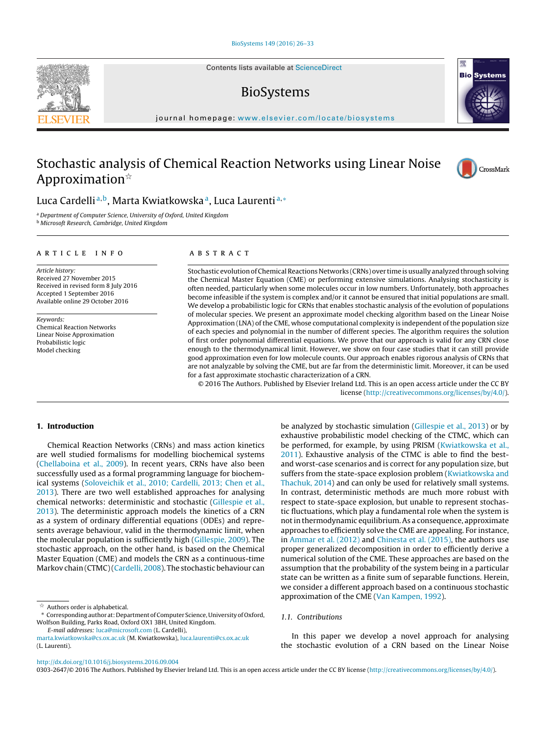# Stochastic analysis of Chemical Reaction Networks using Linear Noise Approximation[☆]

Luca Cardelli[a,b], Marta Kwiatkowska[a], Luca Laurenti[a,*]

[a] Department of Computer Science, University of Oxford, United Kingdom
[b] Microsoft Research, Cambridge, United Kingdom

## ARTICLE INFO

*Article history:*
Received 27 November 2015
Received in revised form 8 July 2016
Accepted 1 September 2016
Available online 29 October 2016

*Keywords:*
Chemical Reaction Networks
Linear Noise Approximation
Probabilistic logic
Model checking

## ABSTRACT

Stochastic evolution of Chemical Reactions Networks (CRNs) over time is usually analyzed through solving the Chemical Master Equation (CME) or performing extensive simulations. Analysing stochasticity is often needed, particularly when some molecules occur in low numbers. Unfortunately, both approaches become infeasible if the system is complex and/or it cannot be ensured that initial populations are small. We develop a probabilistic logic for CRNs that enables stochastic analysis of the evolution of populations of molecular species. We present an approximate model checking algorithm based on the Linear Noise Approximation (LNA) of the CME, whose computational complexity is independent of the population size of each species and polynomial in the number of different species. The algorithm requires the solution of first order polynomial differential equations. We prove that our approach is valid for any CRN close enough to the thermodynamical limit. However, we show on four case studies that it can still provide good approximation even for low molecule counts. Our approach enables rigorous analysis of CRNs that are not analyzable by solving the CME, but are far from the deterministic limit. Moreover, it can be used for a fast approximate stochastic characterization of a CRN.

© 2016 The Authors. Published by Elsevier Ireland Ltd. This is an open access article under the CC BY license (http://creativecommons.org/licenses/by/4.0/).

## 1. Introduction

Chemical Reaction Networks (CRNs) and mass action kinetics are well studied formalisms for modelling biochemical systems (Chellaboina et al., 2009). In recent years, CRNs have also been successfully used as a formal programming language for biochemical systems (Soloveichik et al., 2010; Cardelli, 2013; Chen et al., 2013). There are two well established approaches for analysing chemical networks: deterministic and stochastic (Gillespie et al., 2013). The deterministic approach models the kinetics of a CRN as a system of ordinary differential equations (ODEs) and represents average behaviour, valid in the thermodynamic limit, when the molecular population is sufficiently high (Gillespie, 2009). The stochastic approach, on the other hand, is based on the Chemical Master Equation (CME) and models the CRN as a continuous-time Markov chain (CTMC) (Cardelli, 2008). The stochastic behaviour can be analyzed by stochastic simulation (Gillespie et al., 2013) or by exhaustive probabilistic model checking of the CTMC, which can be performed, for example, by using PRISM (Kwiatkowska et al., 2011). Exhaustive analysis of the CTMC is able to find the best- and worst-case scenarios and is correct for any population size, but suffers from the state-space explosion problem (Kwiatkowska and Thachuk, 2014) and can only be used for relatively small systems. In contrast, deterministic methods are much more robust with respect to state-space explosion, but unable to represent stochastic fluctuations, which play a fundamental role when the system is not in thermodynamic equilibrium. As a consequence, approximate approaches to efficiently solve the CME are appealing. For instance, in Ammar et al. (2012) and Chinesta et al. (2015), the authors use proper generalized decomposition in order to efficiently derive a numerical solution of the CME. These approaches are based on the assumption that the probability of the system being in a particular state can be written as a finite sum of separable functions. Herein, we consider a different approach based on a continuous stochastic approximation of the CME (Van Kampen, 1992).

### 1.1. Contributions

In this paper we develop a novel approach for analysing the stochastic evolution of a CRN based on the Linear Noise

---

☆ Authors order is alphabetical.
\* Corresponding author at: Department of Computer Science, University of Oxford, Wolfson Building, Parks Road, Oxford OX1 3BH, United Kingdom.
*E-mail addresses:* luca@microsoft.com (L. Cardelli), marta.kwiatkowska@cs.ox.ac.uk (M. Kwiatkowska), luca.laurenti@cs.ox.ac.uk (L. Laurenti).

http://dx.doi.org/10.1016/j.biosystems.2016.09.004
0303-2647/© 2016 The Authors. Published by Elsevier Ireland Ltd. This is an open access article under the CC BY license (http://creativecommons.org/licenses/by/4.0/).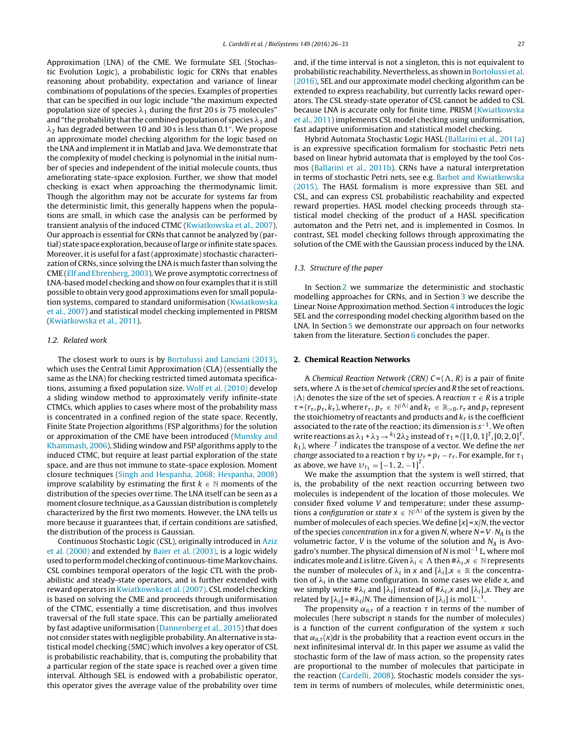Approximation (LNA) of the CME. We formulate SEL (Stochastic Evolution Logic), a probabilistic logic for CRNs that enables reasoning about probability, expectation and variance of linear combinations of populations of the species. Examples of properties that can be specified in our logic include "the maximum expected population size of species $\lambda_1$ during the first 20 s is 75 molecules" and "the probability that the combined population of species $\lambda_1$ and $\lambda_2$ has degraded between 10 and 30 s is less than 0.1". We propose an approximate model checking algorithm for the logic based on the LNA and implement it in Matlab and Java. We demonstrate that the complexity of model checking is polynomial in the initial number of species and independent of the initial molecule counts, thus ameliorating state-space explosion. Further, we show that model checking is exact when approaching the thermodynamic limit. Though the algorithm may not be accurate for systems far from the deterministic limit, this generally happens when the populations are small, in which case the analysis can be performed by transient analysis of the induced CTMC (Kwiatkowska et al., 2007). Our approach is essential for CRNs that cannot be analyzed by (partial) state space exploration, because of large or infinite state spaces. Moreover, it is useful for a fast (approximate) stochastic characterization of CRNs, since solving the LNA is much faster than solving the CME (Elf and Ehrenberg, 2003). We prove asymptotic correctness of LNA-based model checking and show on four examples that it is still possible to obtain very good approximations even for small population systems, compared to standard uniformisation (Kwiatkowska et al., 2007) and statistical model checking implemented in PRISM (Kwiatkowska et al., 2011).

### 1.2. Related work

The closest work to ours is by Bortolussi and Lanciani (2013), which uses the Central Limit Approximation (CLA) (essentially the same as the LNA) for checking restricted timed automata specifications, assuming a fixed population size. Wolf et al. (2010) develop a sliding window method to approximately verify infinite-state CTMCs, which applies to cases where most of the probability mass is concentrated in a confined region of the state space. Recently, Finite State Projection algorithms (FSP algorithms) for the solution or approximation of the CME have been introduced (Munsky and Khammash, 2006). Sliding window and FSP algorithms apply to the induced CTMC, but require at least partial exploration of the state space, and are thus not immune to state-space explosion. Moment closure techniques (Singh and Hespanha, 2068; Hespanha, 2008) improve scalability by estimating the first $k \in \mathbb{N}$ moments of the distribution of the species over time. The LNA itself can be seen as a moment closure technique, as a Gaussian distribution is completely characterized by the first two moments. However, the LNA tells us more because it guarantees that, if certain conditions are satisfied, the distribution of the process is Gaussian.

Continuous Stochastic Logic (CSL), originally introduced in Aziz et al. (2000) and extended by Baier et al. (2003), is a logic widely used to perform model checking of continuous-time Markov chains. CSL combines temporal operators of the logic CTL with the probabilistic and steady-state operators, and is further extended with reward operators in Kwiatkowska et al. (2007). CSL model checking is based on solving the CME and proceeds through uniformisation of the CTMC, essentially a time discretisation, and thus involves traversal of the full state space. This can be partially ameliorated by fast adaptive uniformisation (Dannenberg et al., 2015) that does not consider states with negligible probability. An alternative is statistical model checking (SMC) which involves a key operator of CSL is probabilistic reachability, that is, computing the probability that a particular region of the state space is reached over a given time interval. Although SEL is endowed with a probabilistic operator, this operator gives the average value of the probability over time and, if the time interval is not a singleton, this is not equivalent to probabilistic reachability. Nevertheless, as shown in Bortolussi et al. (2016), SEL and our approximate model checking algorithm can be extended to express reachability, but currently lacks reward operators. The CSL steady-state operator of CSL cannot be added to CSL because LNA is accurate only for finite time. PRISM (Kwiatkowska et al., 2011) implements CSL model checking using uniformisation, fast adaptive uniformisation and statistical model checking.

Hybrid Automata Stochastic Logic HASL (Ballarini et al., 2011a) is an expressive specification formalism for stochastic Petri nets based on linear hybrid automata that is employed by the tool Cosmos (Ballarini et al., 2011b). CRNs have a natural interpretation in terms of stochastic Petri nets, see e.g. Barbot and Kwiatkowska (2015). The HASL formalism is more expressive than SEL and CSL, and can express CSL probabilistic reachability and expected reward properties. HASL model checking proceeds through statistical model checking of the product of a HASL specification automaton and the Petri net, and is implemented in Cosmos. In contrast, SEL model checking follows through approximating the solution of the CME with the Gaussian process induced by the LNA.

### 1.3. Structure of the paper

In Section 2 we summarize the deterministic and stochastic modelling approaches for CRNs, and in Section 3 we describe the Linear Noise Approximation method. Section 4 introduces the logic SEL and the corresponding model checking algorithm based on the LNA. In Section 5 we demonstrate our approach on four networks taken from the literature. Section 6 concludes the paper.

## 2. Chemical Reaction Networks

A *Chemical Reaction Network (CRN)* $C = (\Lambda, R)$ is a pair of finite sets, where $\Lambda$ is the set of *chemical species* and $R$ the set of reactions. $|\Lambda|$ denotes the size of the set of species. A *reaction* $\tau \in R$ is a triple $\tau = (r_\tau, p_\tau, k_\tau)$, where $r_\tau, p_\tau \in \mathbb{N}^{|\Lambda|}$ and $k_\tau \in \mathbb{R}_{>0}$. $r_\tau$ and $p_\tau$ represent the stoichiometry of reactants and products and $k_\tau$ is the coefficient associated to the rate of the reaction; its dimension is $s^{-1}$. We often write reactions as $\lambda_1 + \lambda_3 \rightarrow^{k_1} 2\lambda_2$ instead of $\tau_1 = ([1, 0, 1]^T, [0, 2, 0]^T, k_1)$, where $\cdot^T$ indicates the transpose of a vector. We define the *net change* associated to a reaction $\tau$ by $\upsilon_\tau = p_\tau - r_\tau$. For example, for $\tau_1$ as above, we have $\upsilon_{\tau_1} = [-1, 2, -1]^T$.

We make the assumption that the system is well stirred, that is, the probability of the next reaction occurring between two molecules is independent of the location of those molecules. We consider fixed volume $V$ and temperature; under these assumptions a *configuration* or *state* $x \in \mathbb{N}^{|\Lambda|}$ of the system is given by the number of molecules of each species. We define $[x] = x/N$, the vector of the species *concentration* in $x$ for a given $N$, where $N = V \cdot N_A$ is the volumetric factor, $V$ is the volume of the solution and $N_A$ is Avogadro's number. The physical dimension of $N$ is $\text{mol}^{-1}$ L, where mol indicates mole and $L$ is litre. Given $\lambda_i \in \Lambda$ then $\#\lambda_i\_x \in \mathbb{N}$ represents the number of molecules of $\lambda_i$ in $x$ and $[\lambda_i]\_x \in \mathbb{R}$ the concentration of $\lambda_i$ in the same configuration. In some cases we elide $x$, and we simply write $\#\lambda_i$ and $[\lambda_i]$ instead of $\#\lambda_i\_x$ and $[\lambda_i]\_x$. They are related by $[\lambda_i] = \#\lambda_i/N$. The dimension of $[\lambda_i]$ is mol $L^{-1}$.

The propensity $\alpha_{n,\tau}$ of a reaction $\tau$ in terms of the number of molecules (here subscript $n$ stands for the number of molecules) is a function of the current configuration of the system $x$ such that $\alpha_{n,\tau}(x)dt$ is the probability that a reaction event occurs in the next infinitesimal interval $dt$. In this paper we assume as valid the stochastic form of the law of mass action, so the propensity rates are proportional to the number of molecules that participate in the reaction (Cardelli, 2008). Stochastic models consider the system in terms of numbers of molecules, while deterministic ones,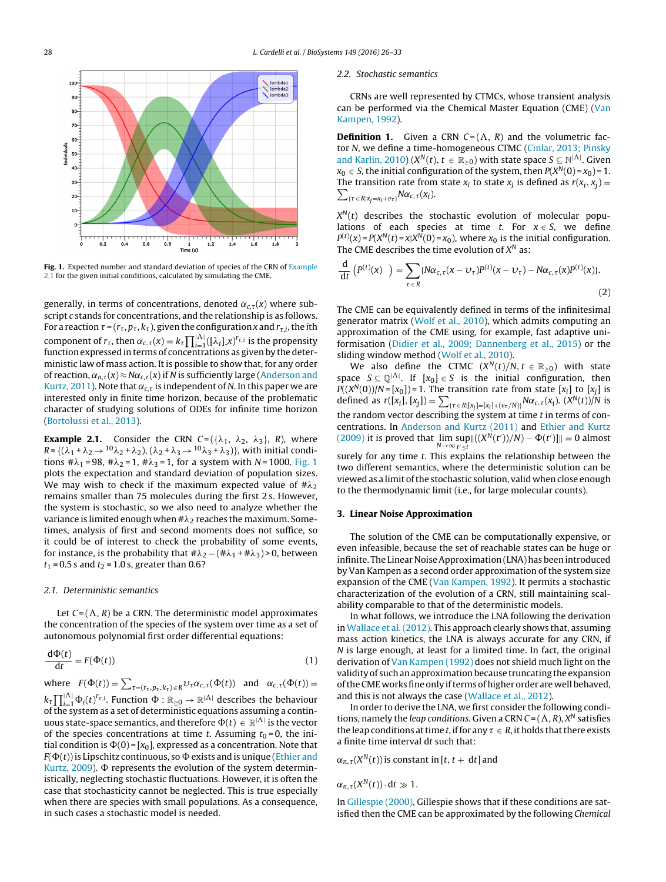Fig. 1. Expected number and standard deviation of species of the CRN of Example 2.1 for the given initial conditions, calculated by simulating the CME.

generally, in terms of concentrations, denoted $\alpha_{c,\tau}(x)$ where subscript $c$ stands for concentrations, and the relationship is as follows. For a reaction $\tau = (r_\tau, p_\tau, k_\tau)$, given the configuration $x$ and $r_{\tau,i}$, the $i$th component of $r_\tau$, then $\alpha_{c,\tau}(x) = k_\tau \prod_{i=1}^{|\Lambda|}([\lambda_i]\_x)^{r_{\tau,i}}$ is the propensity function expressed in terms of concentrations as given by the deterministic law of mass action. It is possible to show that, for any order of reaction, $\alpha_{n,\tau}(x) \approx N\alpha_{c,\tau}(x)$ if $N$ is sufficiently large (Anderson and Kurtz, 2011). Note that $\alpha_{c,\tau}$ is independent of $N$. In this paper we are interested only in finite time horizon, because of the problematic character of studying solutions of ODEs for infinite time horizon (Bortolussi et al., 2013).

**Example 2.1.** Consider the CRN $C = (\{\lambda_1, \lambda_2, \lambda_3\}, R)$, where $R = \{(\lambda_1 + \lambda_2 \rightarrow^{10} \lambda_2 + \lambda_2), (\lambda_2 + \lambda_3 \rightarrow^{10} \lambda_3 + \lambda_3)\}$, with initial conditions $\#\lambda_1 = 98$, $\#\lambda_2 = 1$, $\#\lambda_3 = 1$, for a system with $N = 1000$. Fig. 1 plots the expectation and standard deviation of population sizes. We may wish to check if the maximum expected value of $\#\lambda_2$ remains smaller than 75 molecules during the first 2 s. However, the system is stochastic, so we also need to analyze whether the variance is limited enough when $\#\lambda_2$ reaches the maximum. Sometimes, analysis of first and second moments does not suffice, so it could be of interest to check the probability of some events, for instance, is the probability that $\#\lambda_2 - (\#\lambda_1 + \#\lambda_3) > 0$, between $t_1 = 0.5$ s and $t_2 = 1.0$ s, greater than 0.6?

### 2.1. Deterministic semantics

Let $C = (\Lambda, R)$ be a CRN. The deterministic model approximates the concentration of the species of the system over time as a set of autonomous polynomial first order differential equations:

$$\frac{d\Phi(t)}{dt} = F(\Phi(t)) \tag{1}$$

where $F(\Phi(t)) = \sum_{\tau=(r_\tau,p_\tau,k_\tau)\in R} \upsilon_\tau \alpha_{c,\tau}(\Phi(t))$ and $\alpha_{c,\tau}(\Phi(t)) = k_\tau \prod_{i=1}^{|\Lambda|} \Phi_i(t)^{r_{\tau,i}}$. Function $\Phi : \mathbb{R}_{\geq 0} \rightarrow \mathbb{R}^{|\Lambda|}$ describes the behaviour of the system as a set of deterministic equations assuming a continuous state-space semantics, and therefore $\Phi(t) \in \mathbb{R}^{|\Lambda|}$ is the vector of the species concentrations at time $t$. Assuming $t_0 = 0$, the initial condition is $\Phi(0) = [x_0]$, expressed as a concentration. Note that $F(\Phi(t))$ is Lipschitz continuous, so $\Phi$ exists and is unique (Ethier and Kurtz, 2009). $\Phi$ represents the evolution of the system deterministically, neglecting stochastic fluctuations. However, it is often the case that stochasticity cannot be neglected. This is true especially when there are species with small populations. As a consequence, in such cases a stochastic model is needed.

### 2.2. Stochastic semantics

CRNs are well represented by CTMCs, whose transient analysis can be performed via the Chemical Master Equation (CME) (Van Kampen, 1992).

**Definition 1.** Given a CRN $C = (\Lambda, R)$ and the volumetric factor $N$, we define a time-homogeneous CTMC (Cinlar, 2013; Pinsky and Karlin, 2010) $(X^N(t), t \in \mathbb{R}_{\geq 0})$ with state space $S \subseteq \mathbb{N}^{|\Lambda|}$. Given $x_0 \in S$, the initial configuration of the system, then $P(X^N(0) = x_0) = 1$. The transition rate from state $x_i$ to state $x_j$ is defined as $r(x_i, x_j) = \sum_{\{\tau \in R | x_j = x_i + \upsilon_\tau\}} N\alpha_{c,\tau}(x_i)$.

$X^N(t)$ describes the stochastic evolution of molecular populations of each species at time $t$. For $x \in S$, we define $P^{(t)}(x) = P(X^N(t) = x | X^N(0) = x_0)$, where $x_0$ is the initial configuration. The CME describes the time evolution of $X^N$ as:

$$\frac{d}{dt}\left(P^{(t)}(x)\right) = \sum_{\tau \in R} \{N\alpha_{c,\tau}(x - \upsilon_\tau)P^{(t)}(x - \upsilon_\tau) - N\alpha_{c,\tau}(x)P^{(t)}(x)\}. \tag{2}$$

The CME can be equivalently defined in terms of the infinitesimal generator matrix (Wolf et al., 2010), which admits computing an approximation of the CME using, for example, fast adaptive uniformisation (Didier et al., 2009; Dannenberg et al., 2015) or the sliding window method (Wolf et al., 2010).

We also define the CTMC $(X^N(t)/N, t \in \mathbb{R}_{\geq 0})$ with state space $S \subseteq \mathbb{Q}^{|\Lambda|}$. If $[x_0] \in S$ is the initial configuration, then $P((X^N(0))/N = [x_0]) = 1$. The transition rate from state $[x_i]$ to $[x_j]$ is defined as $r([x_i], [x_j]) = \sum_{\{\tau \in R | [x_j] = [x_i] + (\upsilon_\tau/N)\}} N\alpha_{c,\tau}(x_i)$. $(X^N(t))/N$ is the random vector describing the system at time $t$ in terms of concentrations. In Anderson and Kurtz (2011) and Ethier and Kurtz (2009) it is proved that $\lim_{N\rightarrow\infty} \sup_{t' \leq t} \|((X^N(t'))/N) - \Phi(t')\| = 0$ almost surely for any time $t$. This explains the relationship between the two different semantics, where the deterministic solution can be viewed as a limit of the stochastic solution, valid when close enough to the thermodynamic limit (i.e., for large molecular counts).

## 3. Linear Noise Approximation

The solution of the CME can be computationally expensive, or even infeasible, because the set of reachable states can be huge or infinite. The Linear Noise Approximation (LNA) has been introduced by Van Kampen as a second order approximation of the system size expansion of the CME (Van Kampen, 1992). It permits a stochastic characterization of the evolution of a CRN, still maintaining scalability comparable to that of the deterministic models.

In what follows, we introduce the LNA following the derivation in Wallace et al. (2012). This approach clearly shows that, assuming mass action kinetics, the LNA is always accurate for any CRN, if $N$ is large enough, at least for a limited time. In fact, the original derivation of Van Kampen (1992) does not shield much light on the validity of such an approximation because truncating the expansion of the CME works fine only if terms of higher order are well behaved, and this is not always the case (Wallace et al., 2012).

In order to derive the LNA, we first consider the following conditions, namely the *leap conditions*. Given a CRN $C = (\Lambda, R)$, $X^N$ satisfies the leap conditions at time $t$, if for any $\tau \in R$, it holds that there exists a finite time interval $dt$ such that:

$\alpha_{n,\tau}(X^N(t))$ is constant in $[t, t + dt]$ and

$\alpha_{n,\tau}(X^N(t)) \cdot dt \gg 1$.

In Gillespie (2000), Gillespie shows that if these conditions are satisfied then the CME can be approximated by the following *Chemical*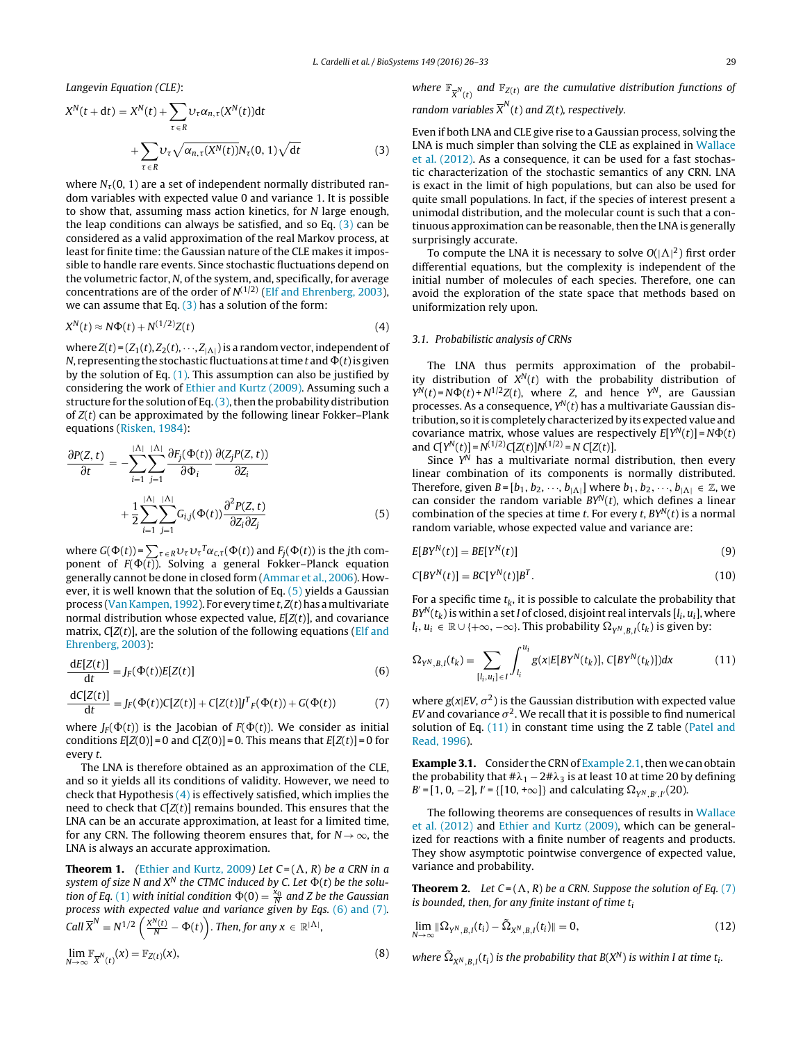Langevin Equation (CLE):

$$X^N(t+\mathrm{d}t) = X^N(t) + \sum_{\tau \in R} \upsilon_\tau \alpha_{n,\tau}(X^N(t))\mathrm{d}t + \sum_{\tau \in R} \upsilon_\tau \sqrt{\alpha_{n,\tau}(X^N(t))} N_\tau(0,1)\sqrt{\mathrm{d}t} \tag{3}$$

where $N_\tau(0, 1)$ are a set of independent normally distributed random variables with expected value 0 and variance 1. It is possible to show that, assuming mass action kinetics, for $N$ large enough, the leap conditions can always be satisfied, and so Eq. (3) can be considered as a valid approximation of the real Markov process, at least for finite time: the Gaussian nature of the CLE makes it impossible to handle rare events. Since stochastic fluctuations depend on the volumetric factor, $N$, of the system, and, specifically, for average concentrations are of the order of $N^{(1/2)}$ (Elf and Ehrenberg, 2003), we can assume that Eq. (3) has a solution of the form:

$$X^N(t) \approx N\Phi(t) + N^{(1/2)}Z(t) \tag{4}$$

where $Z(t) = (Z_1(t), Z_2(t), \cdots, Z_{|\Lambda|})$ is a random vector, independent of $N$, representing the stochastic fluctuations at time $t$ and $\Phi(t)$ is given by the solution of Eq. (1). This assumption can also be justified by considering the work of Ethier and Kurtz (2009). Assuming such a structure for the solution of Eq. (3), then the probability distribution of $Z(t)$ can be approximated by the following linear Fokker–Plank equations (Risken, 1984):

$$\frac{\partial P(Z,t)}{\partial t} = -\sum_{i=1}^{|\Lambda|}\sum_{j=1}^{|\Lambda|} \frac{\partial F_j(\Phi(t))}{\partial \Phi_i}\frac{\partial (Z_j P(Z,t))}{\partial Z_i} + \frac{1}{2}\sum_{i=1}^{|\Lambda|}\sum_{j=1}^{|\Lambda|} G_{i,j}(\Phi(t))\frac{\partial^2 P(Z,t)}{\partial Z_i \partial Z_j} \tag{5}$$

where $G(\Phi(t)) = \sum_{\tau \in R} \upsilon_\tau \upsilon_\tau{}^T \alpha_{c,\tau}(\Phi(t))$ and $F_j(\Phi(t))$ is the $j$th component of $F(\Phi(t))$. Solving a general Fokker–Planck equation generally cannot be done in closed form (Ammar et al., 2006). However, it is well known that the solution of Eq. (5) yields a Gaussian process (Van Kampen, 1992). For every time $t$, $Z(t)$ has a multivariate normal distribution whose expected value, $E[Z(t)]$, and covariance matrix, $C[Z(t)]$, are the solution of the following equations (Elf and Ehrenberg, 2003):

$$\frac{\mathrm{d}E[Z(t)]}{\mathrm{d}t} = J_F(\Phi(t))E[Z(t)] \tag{6}$$

$$\frac{\mathrm{d}C[Z(t)]}{\mathrm{d}t} = J_F(\Phi(t))C[Z(t)] + C[Z(t)]J^T{}_F(\Phi(t)) + G(\Phi(t)) \tag{7}$$

where $J_F(\Phi(t))$ is the Jacobian of $F(\Phi(t))$. We consider as initial conditions $E[Z(0)] = 0$ and $C[Z(0)] = 0$. This means that $E[Z(t)] = 0$ for every $t$.

The LNA is therefore obtained as an approximation of the CLE, and so it yields all its conditions of validity. However, we need to check that Hypothesis (4) is effectively satisfied, which implies the need to check that $C[Z(t)]$ remains bounded. This ensures that the LNA can be an accurate approximation, at least for a limited time, for any CRN. The following theorem ensures that, for $N \to \infty$, the LNA is always an accurate approximation.

**Theorem 1.** *(Ethier and Kurtz, 2009) Let $C = (\Lambda, R)$ be a CRN in a system of size $N$ and $X^N$ the CTMC induced by $C$. Let $\Phi(t)$ be the solution of Eq. (1) with initial condition $\Phi(0) = \frac{x_0}{N}$ and $Z$ be the Gaussian process with expected value and variance given by Eqs. (6) and (7). Call $\overline{X}^N = N^{1/2}\left(\frac{X^N(t)}{N} - \Phi(t)\right)$. Then, for any $x \in \mathbb{R}^{|\Lambda|}$,*

$$\lim_{N\to\infty} \mathbb{F}_{\overline{X}^N(t)}(x) = \mathbb{F}_{Z(t)}(x), \tag{8}$$

*where $\mathbb{F}_{\overline{X}^N(t)}$ and $\mathbb{F}_{Z(t)}$ are the cumulative distribution functions of random variables $\overline{X}^N(t)$ and $Z(t)$, respectively.*

Even if both LNA and CLE give rise to a Gaussian process, solving the LNA is much simpler than solving the CLE as explained in Wallace et al. (2012). As a consequence, it can be used for a fast stochastic characterization of the stochastic semantics of any CRN. LNA is exact in the limit of high populations, but can also be used for quite small populations. In fact, if the species of interest present a unimodal distribution, and the molecular count is such that a continuous approximation can be reasonable, then the LNA is generally surprisingly accurate.

To compute the LNA it is necessary to solve $O(|\Lambda|^2)$ first order differential equations, but the complexity is independent of the initial number of molecules of each species. Therefore, one can avoid the exploration of the state space that methods based on uniformization rely upon.

### 3.1. Probabilistic analysis of CRNs

The LNA thus permits approximation of the probability distribution of $X^N(t)$ with the probability distribution of $Y^N(t) = N\Phi(t) + N^{1/2}Z(t)$, where $Z$, and hence $Y^N$, are Gaussian processes. As a consequence, $Y^N(t)$ has a multivariate Gaussian distribution, so it is completely characterized by its expected value and covariance matrix, whose values are respectively $E[Y^N(t)] = N\Phi(t)$ and $C[Y^N(t)] = N^{(1/2)}C[Z(t)]N^{(1/2)} = N\,C[Z(t)]$.

Since $Y^N$ has a multivariate normal distribution, then every linear combination of its components is normally distributed. Therefore, given $B = [b_1, b_2, \cdots, b_{|\Lambda|}]$ where $b_1, b_2, \cdots, b_{|\Lambda|} \in \mathbb{Z}$, we can consider the random variable $BY^N(t)$, which defines a linear combination of the species at time $t$. For every $t$, $BY^N(t)$ is a normal random variable, whose expected value and variance are:

$$E[BY^N(t)] = BE[Y^N(t)] \tag{9}$$

$$C[BY^N(t)] = BC[Y^N(t)]B^T. \tag{10}$$

For a specific time $t_k$, it is possible to calculate the probability that $BY^N(t_k)$ is within a set $I$ of closed, disjoint real intervals $[l_i, u_i]$, where $l_i, u_i \in \mathbb{R} \cup \{+\infty, -\infty\}$. This probability $\Omega_{Y^N,B,I}(t_k)$ is given by:

$$\Omega_{Y^N,B,I}(t_k) = \sum_{[l_i,u_i]\in I} \int_{l_i}^{u_i} g(x|E[BY^N(t_k)], C[BY^N(t_k)])dx \tag{11}$$

where $g(x|EV, \sigma^2)$ is the Gaussian distribution with expected value $EV$ and covariance $\sigma^2$. We recall that it is possible to find numerical solution of Eq. (11) in constant time using the Z table (Patel and Read, 1996).

**Example 3.1.** Consider the CRN of Example 2.1, then we can obtain the probability that $\#\lambda_1 - 2\#\lambda_3$ is at least 10 at time 20 by defining $B' = [1, 0, -2]$, $I' = \{[10, +\infty]\}$ and calculating $\Omega_{Y^N,B',I'}(20)$.

The following theorems are consequences of results in Wallace et al. (2012) and Ethier and Kurtz (2009), which can be generalized for reactions with a finite number of reagents and products. They show asymptotic pointwise convergence of expected value, variance and probability.

**Theorem 2.** *Let $C = (\Lambda, R)$ be a CRN. Suppose the solution of Eq. (7) is bounded, then, for any finite instant of time $t_i$*

$$\lim_{N\to\infty} \|\Omega_{Y^N,B,I}(t_i) - \tilde{\Omega}_{X^N,B,I}(t_i)\| = 0, \tag{12}$$

*where $\tilde{\Omega}_{X^N,B,I}(t_i)$ is the probability that $B(X^N)$ is within $I$ at time $t_i$.*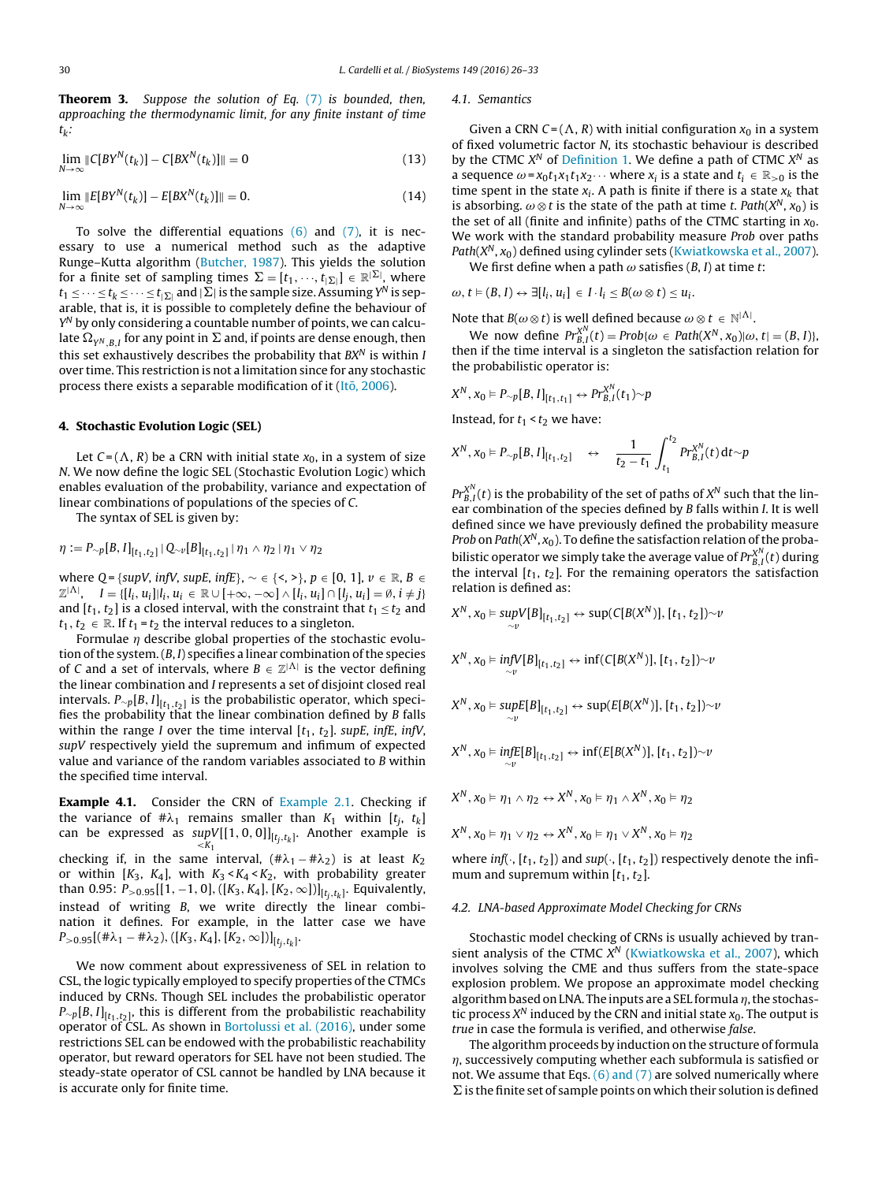**Theorem 3.** *Suppose the solution of Eq. (7) is bounded, then, approaching the thermodynamic limit, for any finite instant of time $t_k$:*

$$\lim_{N\to\infty} \|C[BY^N(t_k)] - C[BX^N(t_k)]\| = 0 \tag{13}$$

$$\lim_{N\to\infty} \|E[BY^N(t_k)] - E[BX^N(t_k)]\| = 0. \tag{14}$$

To solve the differential equations (6) and (7), it is necessary to use a numerical method such as the adaptive Runge–Kutta algorithm (Butcher, 1987). This yields the solution for a finite set of sampling times $\Sigma = [t_1, \cdots, t_{|\Sigma|}] \in \mathbb{R}^{|\Sigma|}$, where $t_1 \leq \cdots \leq t_k \leq \cdots \leq t_{|\Sigma|}$ and $|\Sigma|$ is the sample size. Assuming $Y^N$ is separable, that is, it is possible to completely define the behaviour of $Y^N$ by only considering a countable number of points, we can calculate $\Omega_{Y^N,B,I}$ for any point in $\Sigma$ and, if points are dense enough, then this set exhaustively describes the probability that $BX^N$ is within $I$ over time. This restriction is not a limitation since for any stochastic process there exists a separable modification of it (Itō, 2006).

## 4. Stochastic Evolution Logic (SEL)

Let $C = (\Lambda, R)$ be a CRN with initial state $x_0$, in a system of size $N$. We now define the logic SEL (Stochastic Evolution Logic) which enables evaluation of the probability, variance and expectation of linear combinations of populations of the species of $C$.

The syntax of SEL is given by:

$$\eta := P_{\sim p}[B, I]_{[t_1,t_2]} \mid Q_{\sim v}[B]_{[t_1,t_2]} \mid \eta_1 \wedge \eta_2 \mid \eta_1 \vee \eta_2$$

where $Q = \{supV, infV, supE, infE\}$, $\sim \in \{<, >\}$, $p \in [0, 1]$, $v \in \mathbb{R}$, $B \in \mathbb{Z}^{|\Lambda|}$, $I = \{[l_i, u_i] | l_i, u_i \in \mathbb{R} \cup [+\infty, -\infty] \wedge [l_i, u_i] \cap [l_j, u_j] = \emptyset, i \neq j\}$ and $[t_1, t_2]$ is a closed interval, with the constraint that $t_1 \leq t_2$ and $t_1, t_2 \in \mathbb{R}$. If $t_1 = t_2$ the interval reduces to a singleton.

Formulae $\eta$ describe global properties of the stochastic evolution of the system. $(B, I)$ specifies a linear combination of the species of $C$ and a set of intervals, where $B \in \mathbb{Z}^{|\Lambda|}$ is the vector defining the linear combination and $I$ represents a set of disjoint closed real intervals. $P_{\sim p}[B, I]_{[t_1,t_2]}$ is the probabilistic operator, which specifies the probability that the linear combination defined by $B$ falls within the range $I$ over the time interval $[t_1, t_2]$. *supE*, *infE*, *infV*, *supV* respectively yield the supremum and infimum of expected value and variance of the random variables associated to $B$ within the specified time interval.

**Example 4.1.** Consider the CRN of Example 2.1. Checking if the variance of $\#\lambda_1$ remains smaller than $K_1$ within $[t_j, t_k]$ can be expressed as $\underset{<K_1}{supV}[[1, 0, 0]]_{[t_j,t_k]}$. Another example is checking if, in the same interval, $(\#\lambda_1 - \#\lambda_2)$ is at least $K_2$ or within $[K_3, K_4]$, with $K_3 < K_4 < K_2$, with probability greater than 0.95: $P_{>0.95}[[1, -1, 0], ([K_3, K_4], [K_2, \infty])]_{[t_j,t_k]}$. Equivalently, instead of writing $B$, we write directly the linear combination it defines. For example, in the latter case we have $P_{>0.95}[(\#\lambda_1 - \#\lambda_2), ([K_3, K_4], [K_2, \infty])]_{[t_j,t_k]}$.

We now comment about expressiveness of SEL in relation to CSL, the logic typically employed to specify properties of the CTMCs induced by CRNs. Though SEL includes the probabilistic operator $P_{\sim p}[B, I]_{[t_1,t_2]}$, this is different from the probabilistic reachability operator of CSL. As shown in Bortolussi et al. (2016), under some restrictions SEL can be endowed with the probabilistic reachability operator, but reward operators for SEL have not been studied. The steady-state operator of CSL cannot be handled by LNA because it is accurate only for finite time.

### 4.1. Semantics

Given a CRN $C = (\Lambda, R)$ with initial configuration $x_0$ in a system of fixed volumetric factor $N$, its stochastic behaviour is described by the CTMC $X^N$ of Definition 1. We define a path of CTMC $X^N$ as a sequence $\omega = x_0 t_1 x_1 t_1 x_2 \cdots$ where $x_i$ is a state and $t_i \in \mathbb{R}_{>0}$ is the time spent in the state $x_i$. A path is finite if there is a state $x_k$ that is absorbing. $\omega \otimes t$ is the state of the path at time $t$. $Path(X^N, x_0)$ is the set of all (finite and infinite) paths of the CTMC starting in $x_0$. We work with the standard probability measure $Prob$ over paths $Path(X^N, x_0)$ defined using cylinder sets (Kwiatkowska et al., 2007).

We first define when a path $\omega$ satisfies $(B, I)$ at time $t$:

$$\omega, t \models (B, I) \leftrightarrow \exists [l_i, u_i] \in I \cdot l_i \leq B(\omega \otimes t) \leq u_i.$$

Note that $B(\omega \otimes t)$ is well defined because $\omega \otimes t \in \mathbb{N}^{|\Lambda|}$.

We now define $Pr^{X^N}_{B,I}(t) = Prob\{\omega \in Path(X^N, x_0) | \omega, t \models (B, I)\}$, then if the time interval is a singleton the satisfaction relation for the probabilistic operator is:

$$X^N, x_0 \models P_{\sim p}[B, I]_{[t_1,t_1]} \leftrightarrow Pr^{X^N}_{B,I}(t_1) \sim p$$

Instead, for $t_1 < t_2$ we have:

$$X^N, x_0 \models P_{\sim p}[B, I]_{[t_1,t_2]} \quad \leftrightarrow \quad \frac{1}{t_2 - t_1} \int_{t_1}^{t_2} Pr^{X^N}_{B,I}(t)\,dt \sim p$$

$Pr^{X^N}_{B,I}(t)$ is the probability of the set of paths of $X^N$ such that the linear combination of the species defined by $B$ falls within $I$. It is well defined since we have previously defined the probability measure $Prob$ on $Path(X^N, x_0)$. To define the satisfaction relation of the probabilistic operator we simply take the average value of $Pr^{X^N}_{B,I}(t)$ during the interval $[t_1, t_2]$. For the remaining operators the satisfaction relation is defined as:

$$X^N, x_0 \models \underset{\sim v}{supV}[B]_{[t_1,t_2]} \leftrightarrow \sup(C[B(X^N)], [t_1, t_2]) \sim v$$

$$X^N, x_0 \models \underset{\sim v}{infV}[B]_{[t_1,t_2]} \leftrightarrow \inf(C[B(X^N)], [t_1, t_2]) \sim v$$

$$X^N, x_0 \models \underset{\sim v}{supE}[B]_{[t_1,t_2]} \leftrightarrow \sup(E[B(X^N)], [t_1, t_2]) \sim v$$

$$X^N, x_0 \models \underset{\sim v}{infE}[B]_{[t_1,t_2]} \leftrightarrow \inf(E[B(X^N)], [t_1, t_2]) \sim v$$

$$X^N, x_0 \models \eta_1 \wedge \eta_2 \leftrightarrow X^N, x_0 \models \eta_1 \wedge X^N, x_0 \models \eta_2$$

$$X^N, x_0 \models \eta_1 \vee \eta_2 \leftrightarrow X^N, x_0 \models \eta_1 \vee X^N, x_0 \models \eta_2$$

where $inf(\cdot, [t_1, t_2])$ and $sup(\cdot, [t_1, t_2])$ respectively denote the infimum and supremum within $[t_1, t_2]$.

### 4.2. LNA-based Approximate Model Checking for CRNs

Stochastic model checking of CRNs is usually achieved by transient analysis of the CTMC $X^N$ (Kwiatkowska et al., 2007), which involves solving the CME and thus suffers from the state-space explosion problem. We propose an approximate model checking algorithm based on LNA. The inputs are a SEL formula $\eta$, the stochastic process $X^N$ induced by the CRN and initial state $x_0$. The output is *true* in case the formula is verified, and otherwise *false*.

The algorithm proceeds by induction on the structure of formula $\eta$, successively computing whether each subformula is satisfied or not. We assume that Eqs. (6) and (7) are solved numerically where $\Sigma$ is the finite set of sample points on which their solution is defined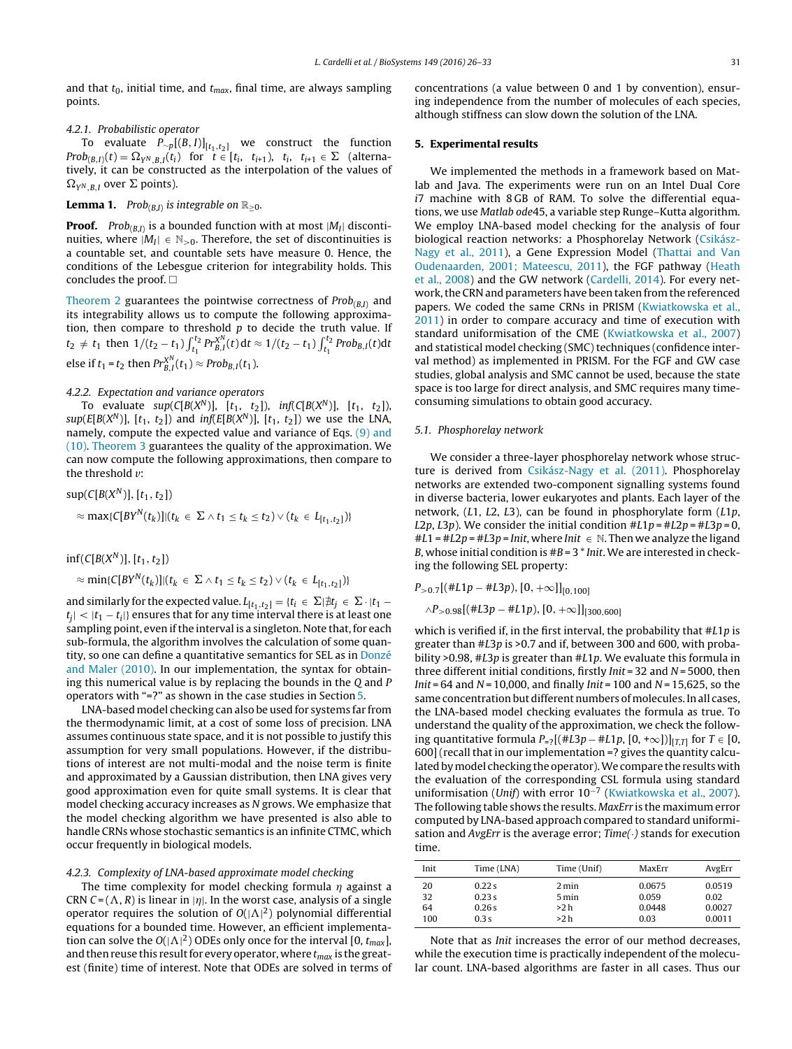and that $t_0$, initial time, and $t_{max}$, final time, are always sampling points.

#### 4.2.1. Probabilistic operator

To evaluate $P_{\sim p}[(B, I)]_{[t_1,t_2]}$ we construct the function $Prob_{(B,I)}(t) = \Omega_{Y^N,B,I}(t_i)$ for $t \in [t_i, t_{i+1})$, $t_i, t_{i+1} \in \Sigma$ (alternatively, it can be constructed as the interpolation of the values of $\Omega_{Y^N,B,I}$ over $\Sigma$ points).

**Lemma 1.** *$Prob_{(B,I)}$ is integrable on $\mathbb{R}_{\geq 0}$.*

**Proof.** $Prob_{(B,I)}$ is a bounded function with at most $|M_I|$ discontinuities, where $|M_I| \in \mathbb{N}_{>0}$. Therefore, the set of discontinuities is a countable set, and countable sets have measure 0. Hence, the conditions of the Lebesgue criterion for integrability holds. This concludes the proof. □

Theorem 2 guarantees the pointwise correctness of $Prob_{(B,I)}$ and its integrability allows us to compute the following approximation, then compare to threshold $p$ to decide the truth value. If $t_2 \neq t_1$ then $1/(t_2 - t_1)\int_{t_1}^{t_2} Pr_{B,I}^{X^N}(t)\,dt \approx 1/(t_2 - t_1)\int_{t_1}^{t_2} Prob_{B,I}(t)dt$ else if $t_1 = t_2$ then $Pr_{B,I}^{X^N}(t_1) \approx Prob_{B,I}(t_1)$.

#### 4.2.2. Expectation and variance operators

To evaluate $sup(C[B(X^N)],\ [t_1,\ t_2])$, $inf(C[B(X^N)],\ [t_1,\ t_2])$, $sup(E[B(X^N)],\ [t_1,\ t_2])$ and $inf(E[B(X^N)],\ [t_1,\ t_2])$ we use the LNA, namely, compute the expected value and variance of Eqs. (9) and (10). Theorem 3 guarantees the quality of the approximation. We can now compute the following approximations, then compare to the threshold $v$:

$$\sup(C[B(X^N)], [t_1, t_2])$$
$$\approx \max\{C[BY^N(t_k)] | (t_k \in \Sigma \wedge t_1 \leq t_k \leq t_2) \vee (t_k \in L_{[t_1,t_2]})\}$$

$$\inf(C[B(X^N)], [t_1, t_2])$$
$$\approx \min\{C[BY^N(t_k)] | (t_k \in \Sigma \wedge t_1 \leq t_k \leq t_2) \vee (t_k \in L_{[t_1,t_2]})\}$$

and similarly for the expected value. $L_{[t_1,t_2]} = \{t_i \in \Sigma | \nexists t_j \in \Sigma \cdot |t_1 - t_j| < |t_1 - t_i|\}$ ensures that for any time interval there is at least one sampling point, even if the interval is a singleton. Note that, for each sub-formula, the algorithm involves the calculation of some quantity, so one can define a quantitative semantics for SEL as in Donzé and Maler (2010). In our implementation, the syntax for obtaining this numerical value is by replacing the bounds in the $Q$ and $P$ operators with "=?" as shown in the case studies in Section 5.

LNA-based model checking can also be used for systems far from the thermodynamic limit, at a cost of some loss of precision. LNA assumes continuous state space, and it is not possible to justify this assumption for very small populations. However, if the distributions of interest are not multi-modal and the noise term is finite and approximated by a Gaussian distribution, then LNA gives very good approximation even for quite small systems. It is clear that model checking accuracy increases as $N$ grows. We emphasize that the model checking algorithm we have presented is also able to handle CRNs whose stochastic semantics is an infinite CTMC, which occur frequently in biological models.

#### 4.2.3. Complexity of LNA-based approximate model checking

The time complexity for model checking formula $\eta$ against a CRN $C = (\Lambda, R)$ is linear in $|\eta|$. In the worst case, analysis of a single operator requires the solution of $O(|\Lambda|^2)$ polynomial differential equations for a bounded time. However, an efficient implementation can solve the $O(|\Lambda|^2)$ ODEs only once for the interval $[0, t_{max}]$, and then reuse this result for every operator, where $t_{max}$ is the greatest (finite) time of interest. Note that ODEs are solved in terms of concentrations (a value between 0 and 1 by convention), ensuring independence from the number of molecules of each species, although stiffness can slow down the solution of the LNA.

## 5. Experimental results

We implemented the methods in a framework based on Matlab and Java. The experiments were run on an Intel Dual Core i7 machine with 8 GB of RAM. To solve the differential equations, we use *Matlab ode45*, a variable step Runge–Kutta algorithm. We employ LNA-based model checking for the analysis of four biological reaction networks: a Phosphorelay Network (Csikász-Nagy et al., 2011), a Gene Expression Model (Thattai and Van Oudenaarden, 2001; Mateescu, 2011), the FGF pathway (Heath et al., 2008) and the GW network (Cardelli, 2014). For every network, the CRN and parameters have been taken from the referenced papers. We coded the same CRNs in PRISM (Kwiatkowska et al., 2011) in order to compare accuracy and time of execution with standard uniformisation of the CME (Kwiatkowska et al., 2007) and statistical model checking (SMC) techniques (confidence interval method) as implemented in PRISM. For the FGF and GW case studies, global analysis and SMC cannot be used, because the state space is too large for direct analysis, and SMC requires many time-consuming simulations to obtain good accuracy.

### 5.1. Phosphorelay network

We consider a three-layer phosphorelay network whose structure is derived from Csikász-Nagy et al. (2011). Phosphorelay networks are extended two-component signalling systems found in diverse bacteria, lower eukaryotes and plants. Each layer of the network, ($L1$, $L2$, $L3$), can be found in phosphorylate form ($L1p$, $L2p$, $L3p$). We consider the initial condition $\#L1p = \#L2p = \#L3p = 0$, $\#L1 = \#L2 = \#L3 = Init$, where $Init \in \mathbb{N}$. Then we analyze the ligand $B$, whose initial condition is $\#B = 3 * Init$. We are interested in checking the following SEL property:

$$P_{>0.7}[(\#L1p - \#L3p), [0, +\infty]]_{[0,100]}$$
$$\wedge P_{>0.98}[(\#L3p - \#L1p), [0, +\infty]]_{[300,600]}$$

which is verified if, in the first interval, the probability that $\#L1p$ is greater than $\#L3p$ is >0.7 and if, between 300 and 600, with probability >0.98, $\#L3p$ is greater than $\#L1p$. We evaluate this formula in three different initial conditions, firstly $Init = 32$ and $N = 5000$, then $Init = 64$ and $N = 10{,}000$, and finally $Init = 100$ and $N = 15{,}625$, so the same concentration but different numbers of molecules. In all cases, the LNA-based model checking evaluates the formula as true. To understand the quality of the approximation, we check the following quantitative formula $P_{=?}[(\#L3p - \#L1p, [0, +\infty])]_{[T,T]}$ for $T \in [0, 600]$ (recall that in our implementation =? gives the quantity calculated by model checking the operator). We compare the results with the evaluation of the corresponding CSL formula using standard uniformisation (*Unif*) with error $10^{-7}$ (Kwiatkowska et al., 2007). The following table shows the results. *MaxErr* is the maximum error computed by LNA-based approach compared to standard uniformisation and *AvgErr* is the average error; *Time(·)* stands for execution time.

| Init | Time (LNA) | Time (Unif) | MaxErr | AvgErr |
|---|---|---|---|---|
| 20 | 0.22 s | 2 min | 0.0675 | 0.0519 |
| 32 | 0.23 s | 5 min | 0.059 | 0.02 |
| 64 | 0.26 s | >2 h | 0.0448 | 0.0027 |
| 100 | 0.3 s | >2 h | 0.03 | 0.0011 |

Note that as *Init* increases the error of our method decreases, while the execution time is practically independent of the molecular count. LNA-based algorithms are faster in all cases. Thus our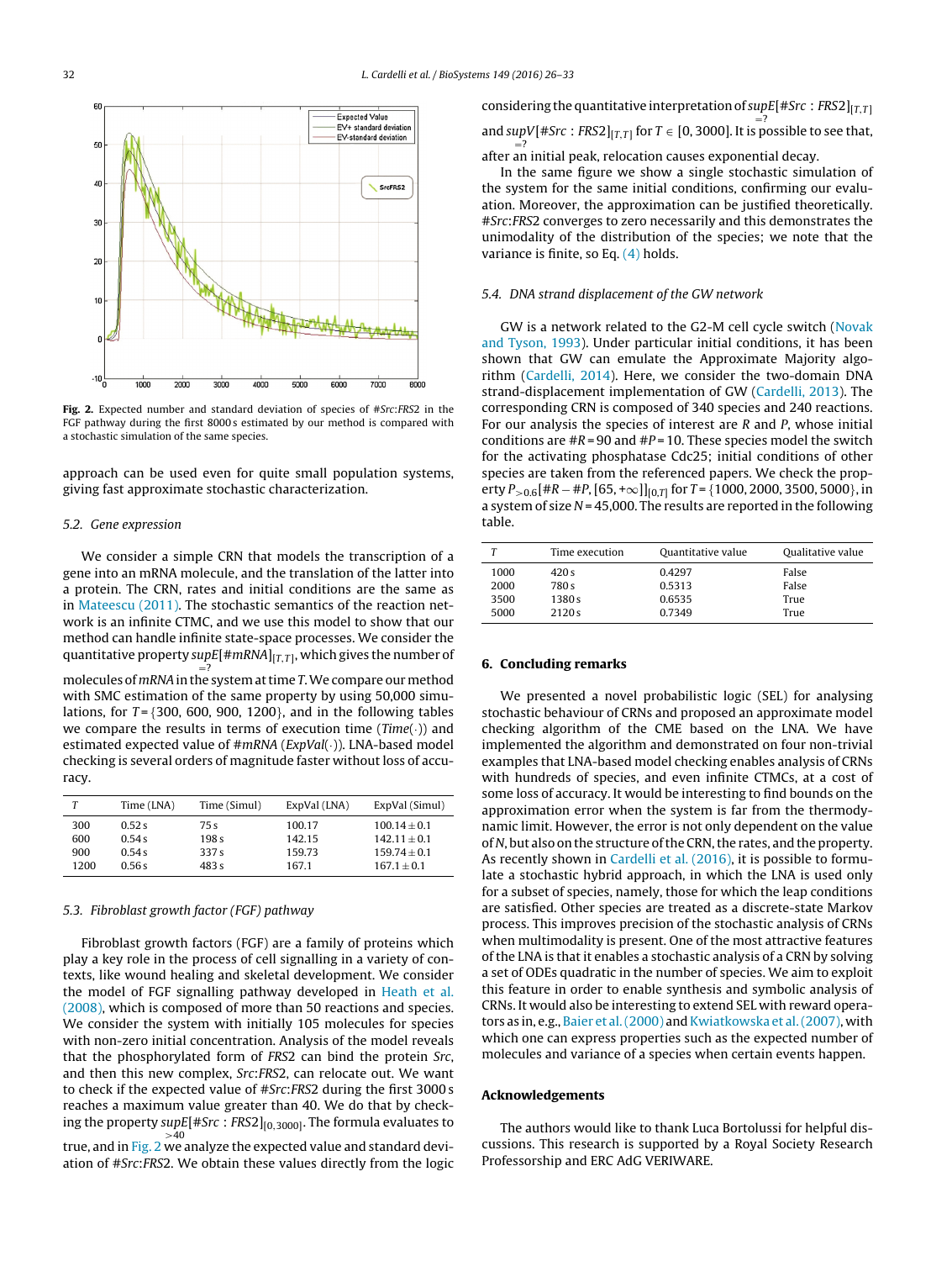**Fig. 2.** Expected number and standard deviation of species of #$Src$:$FRS2$ in the FGF pathway during the first 8000 s estimated by our method is compared with a stochastic simulation of the same species.

approach can be used even for quite small population systems, giving fast approximate stochastic characterization.

### 5.2. Gene expression

We consider a simple CRN that models the transcription of a gene into an mRNA molecule, and the translation of the latter into a protein. The CRN, rates and initial conditions are the same as in Mateescu (2011). The stochastic semantics of the reaction network is an infinite CTMC, and we use this model to show that our method can handle infinite state-space processes. We consider the quantitative property $supE_{=?}[\#mRNA]_{[T,T]}$, which gives the number of molecules of $mRNA$ in the system at time $T$. We compare our method with SMC estimation of the same property by using 50,000 simulations, for $T = \{300, 600, 900, 1200\}$, and in the following tables we compare the results in terms of execution time ($Time(\cdot)$) and estimated expected value of #$mRNA$ ($ExpVal(\cdot)$). LNA-based model checking is several orders of magnitude faster without loss of accuracy.

| $T$ | Time (LNA) | Time (Simul) | ExpVal (LNA) | ExpVal (Simul) |
|---|---|---|---|---|
| 300 | 0.52 s | 75 s | 100.17 | $100.14 \pm 0.1$ |
| 600 | 0.54 s | 198 s | 142.15 | $142.11 \pm 0.1$ |
| 900 | 0.54 s | 337 s | 159.73 | $159.74 \pm 0.1$ |
| 1200 | 0.56 s | 483 s | 167.1 | $167.1 \pm 0.1$ |

### 5.3. Fibroblast growth factor (FGF) pathway

Fibroblast growth factors (FGF) are a family of proteins which play a key role in the process of cell signalling in a variety of contexts, like wound healing and skeletal development. We consider the model of FGF signalling pathway developed in Heath et al. (2008), which is composed of more than 50 reactions and species. We consider the system with initially 105 molecules for species with non-zero initial concentration. Analysis of the model reveals that the phosphorylated form of $FRS2$ can bind the protein $Src$, and then this new complex, $Src$:$FRS2$, can relocate out. We want to check if the expected value of #$Src$:$FRS2$ during the first 3000 s reaches a maximum value greater than 40. We do that by checking the property $supE_{>40}[\#Src : FRS2]_{[0,3000]}$. The formula evaluates to true, and in Fig. 2 we analyze the expected value and standard deviation of #$Src$:$FRS2$. We obtain these values directly from the logic considering the quantitative interpretation of $supE_{=?}[\#Src : FRS2]_{[T,T]}$ and $supV_{=?}[\#Src : FRS2]_{[T,T]}$ for $T \in [0, 3000]$. It is possible to see that, after an initial peak, relocation causes exponential decay.

In the same figure we show a single stochastic simulation of the system for the same initial conditions, confirming our evaluation. Moreover, the approximation can be justified theoretically. #$Src$:$FRS2$ converges to zero necessarily and this demonstrates the unimodality of the distribution of the species; we note that the variance is finite, so Eq. (4) holds.

### 5.4. DNA strand displacement of the GW network

GW is a network related to the G2-M cell cycle switch (Novak and Tyson, 1993). Under particular initial conditions, it has been shown that GW can emulate the Approximate Majority algorithm (Cardelli, 2014). Here, we consider the two-domain DNA strand-displacement implementation of GW (Cardelli, 2013). The corresponding CRN is composed of 340 species and 240 reactions. For our analysis the species of interest are $R$ and $P$, whose initial conditions are #$R$ = 90 and #$P$ = 10. These species model the switch for the activating phosphatase Cdc25; initial conditions of other species are taken from the referenced papers. We check the property $P_{>0.6}[\#R - \#P, [65, +\infty]]_{[0,T]}$ for $T = \{1000, 2000, 3500, 5000\}$, in a system of size $N$ = 45,000. The results are reported in the following table.

| $T$ | Time execution | Quantitative value | Qualitative value |
|---|---|---|---|
| 1000 | 420 s | 0.4297 | False |
| 2000 | 780 s | 0.5313 | False |
| 3500 | 1380 s | 0.6535 | True |
| 5000 | 2120 s | 0.7349 | True |

## 6. Concluding remarks

We presented a novel probabilistic logic (SEL) for analysing stochastic behaviour of CRNs and proposed an approximate model checking algorithm of the CME based on the LNA. We have implemented the algorithm and demonstrated on four non-trivial examples that LNA-based model checking enables analysis of CRNs with hundreds of species, and even infinite CTMCs, at a cost of some loss of accuracy. It would be interesting to find bounds on the approximation error when the system is far from the thermodynamic limit. However, the error is not only dependent on the value of $N$, but also on the structure of the CRN, the rates, and the property. As recently shown in Cardelli et al. (2016), it is possible to formulate a stochastic hybrid approach, in which the LNA is used only for a subset of species, namely, those for which the leap conditions are satisfied. Other species are treated as a discrete-state Markov process. This improves precision of the stochastic analysis of CRNs when multimodality is present. One of the most attractive features of the LNA is that it enables a stochastic analysis of a CRN by solving a set of ODEs quadratic in the number of species. We aim to exploit this feature in order to enable synthesis and symbolic analysis of CRNs. It would also be interesting to extend SEL with reward operators as in, e.g., Baier et al. (2000) and Kwiatkowska et al. (2007), with which one can express properties such as the expected number of molecules and variance of a species when certain events happen.

## Acknowledgements

The authors would like to thank Luca Bortolussi for helpful discussions. This research is supported by a Royal Society Research Professorship and ERC AdG VERIWARE.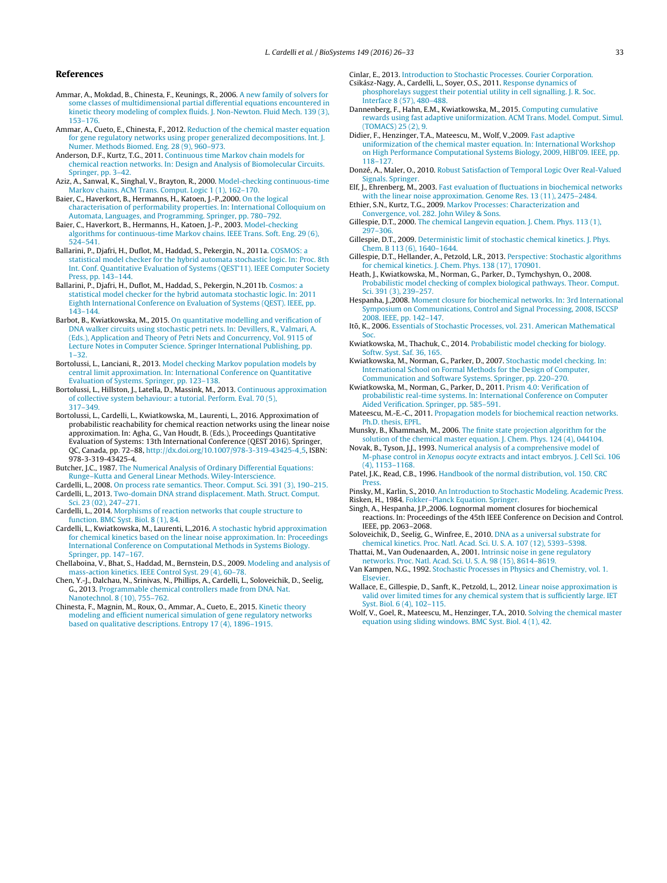## References

Ammar, A., Mokdad, B., Chinesta, F., Keunings, R., 2006. A new family of solvers for some classes of multidimensional partial differential equations encountered in kinetic theory modeling of complex fluids. J. Non-Newton. Fluid Mech. 139 (3), 153–176.

Ammar, A., Cueto, E., Chinesta, F., 2012. Reduction of the chemical master equation for gene regulatory networks using proper generalized decompositions. Int. J. Numer. Methods Biomed. Eng. 28 (9), 960–973.

Anderson, D.F., Kurtz, T.G., 2011. Continuous time Markov chain models for chemical reaction networks. In: Design and Analysis of Biomolecular Circuits. Springer, pp. 3–42.

Aziz, A., Sanwal, K., Singhal, V., Brayton, R., 2000. Model-checking continuous-time Markov chains. ACM Trans. Comput. Logic 1 (1), 162–170.

Baier, C., Haverkort, B., Hermanns, H., Katoen, J.-P.,2000. On the logical characterisation of performability properties. In: International Colloquium on Automata, Languages, and Programming. Springer, pp. 780–792.

Baier, C., Haverkort, B., Hermanns, H., Katoen, J.-P., 2003. Model-checking algorithms for continuous-time Markov chains. IEEE Trans. Soft. Eng. 29 (6), 524–541.

Ballarini, P., Djafri, H., Duflot, M., Haddad, S., Pekergin, N., 2011a. COSMOS: a statistical model checker for the hybrid automata stochastic logic. In: Proc. 8th Int. Conf. Quantitative Evaluation of Systems (QEST'11). IEEE Computer Society Press, pp. 143–144.

Ballarini, P., Djafri, H., Duflot, M., Haddad, S., Pekergin, N.,2011b. Cosmos: a statistical model checker for the hybrid automata stochastic logic. In: 2011 Eighth International Conference on Evaluation of Systems (QEST). IEEE, pp. 143–144.

Barbot, B., Kwiatkowska, M., 2015. On quantitative modelling and verification of DNA walker circuits using stochastic petri nets. In: Devillers, R., Valmari, A. (Eds.), Application and Theory of Petri Nets and Concurrency, Vol. 9115 of Lecture Notes in Computer Science. Springer International Publishing, pp. 1–32.

Bortolussi, L., Lanciani, R., 2013. Model checking Markov population models by central limit approximation. In: International Conference on Quantitative Evaluation of Systems. Springer, pp. 123–138.

Bortolussi, L., Hillston, J., Latella, D., Massink, M., 2013. Continuous approximation of collective system behaviour: a tutorial. Perform. Eval. 70 (5), 317–349.

Bortolussi, L., Cardelli, L., Kwiatkowska, M., Laurenti, L., 2016. Approximation of probabilistic reachability for chemical reaction networks using the linear noise approximation. In: Agha, G., Van Houdt, B. (Eds.), Proceedings Quantitative Evaluation of Systems: 13th International Conference (QEST 2016). Springer, QC, Canada, pp. 72–88, http://dx.doi.org/10.1007/978-3-319-43425-4_5, ISBN: 978-3-319-43425-4.

Butcher, J.C., 1987. The Numerical Analysis of Ordinary Differential Equations: Runge–Kutta and General Linear Methods. Wiley-Interscience.

Cardelli, L., 2008. On process rate semantics. Theor. Comput. Sci. 391 (3), 190–215.

Cardelli, L., 2013. Two-domain DNA strand displacement. Math. Struct. Comput. Sci. 23 (02), 247–271.

Cardelli, L., 2014. Morphisms of reaction networks that couple structure to function. BMC Syst. Biol. 8 (1), 84.

Cardelli, L., Kwiatkowska, M., Laurenti, L.,2016. A stochastic hybrid approximation for chemical kinetics based on the linear noise approximation. In: Proceedings International Conference on Computational Methods in Systems Biology. Springer, pp. 147–167.

Chellaboina, V., Bhat, S., Haddad, M., Bernstein, D.S., 2009. Modeling and analysis of mass-action kinetics. IEEE Control Syst. 29 (4), 60–78.

Chen, Y.-J., Dalchau, N., Srinivas, N., Phillips, A., Cardelli, L., Soloveichik, D., Seelig, G., 2013. Programmable chemical controllers made from DNA. Nat. Nanotechnol. 8 (10), 755–762.

Chinesta, F., Magnin, M., Roux, O., Ammar, A., Cueto, E., 2015. Kinetic theory modeling and efficient numerical simulation of gene regulatory networks based on qualitative descriptions. Entropy 17 (4), 1896–1915.

Cinlar, E., 2013. Introduction to Stochastic Processes. Courier Corporation.

Csikász-Nagy, A., Cardelli, L., Soyer, O.S., 2011. Response dynamics of phosphorelays suggest their potential utility in cell signalling. J. R. Soc. Interface 8 (57), 480–488.

Dannenberg, F., Hahn, E.M., Kwiatkowska, M., 2015. Computing cumulative rewards using fast adaptive uniformization. ACM Trans. Model. Comput. Simul. (TOMACS) 25 (2), 9.

Didier, F., Henzinger, T.A., Mateescu, M., Wolf, V.,2009. Fast adaptive uniformization of the chemical master equation. In: International Workshop on High Performance Computational Systems Biology, 2009, HIBI'09. IEEE, pp. 118–127.

Donzé, A., Maler, O., 2010. Robust Satisfaction of Temporal Logic Over Real-Valued Signals. Springer.

Elf, J., Ehrenberg, M., 2003. Fast evaluation of fluctuations in biochemical networks with the linear noise approximation. Genome Res. 13 (11), 2475–2484.

Ethier, S.N., Kurtz, T.G., 2009. Markov Processes: Characterization and Convergence, vol. 282. John Wiley & Sons.

Gillespie, D.T., 2000. The chemical Langevin equation. J. Chem. Phys. 113 (1), 297–306.

Gillespie, D.T., 2009. Deterministic limit of stochastic chemical kinetics. J. Phys. Chem. B 113 (6), 1640–1644.

Gillespie, D.T., Hellander, A., Petzold, L.R., 2013. Perspective: Stochastic algorithms for chemical kinetics. J. Chem. Phys. 138 (17), 170901.

Heath, J., Kwiatkowska, M., Norman, G., Parker, D., Tymchyshyn, O., 2008. Probabilistic model checking of complex biological pathways. Theor. Comput. Sci. 391 (3), 239–257.

Hespanha, J.,2008. Moment closure for biochemical networks. In: 3rd International Symposium on Communications, Control and Signal Processing, 2008, ISCCSP 2008. IEEE, pp. 142–147.

Itō, K., 2006. Essentials of Stochastic Processes, vol. 231. American Mathematical Soc.

Kwiatkowska, M., Thachuk, C., 2014. Probabilistic model checking for biology. Softw. Syst. Saf. 36, 165.

Kwiatkowska, M., Norman, G., Parker, D., 2007. Stochastic model checking. In: International School on Formal Methods for the Design of Computer, Communication and Software Systems. Springer, pp. 220–270.

Kwiatkowska, M., Norman, G., Parker, D., 2011. Prism 4.0: Verification of probabilistic real-time systems. In: International Conference on Computer Aided Verification. Springer, pp. 585–591.

Mateescu, M.-E.-C., 2011. Propagation models for biochemical reaction networks. Ph.D. thesis, EPFL.

Munsky, B., Khammash, M., 2006. The finite state projection algorithm for the solution of the chemical master equation. J. Chem. Phys. 124 (4), 044104.

Novak, B., Tyson, J.J., 1993. Numerical analysis of a comprehensive model of M-phase control in *Xenopus oocyte* extracts and intact embryos. J. Cell Sci. 106 (4), 1153–1168.

Patel, J.K., Read, C.B., 1996. Handbook of the normal distribution, vol. 150. CRC Press.

Pinsky, M., Karlin, S., 2010. An Introduction to Stochastic Modeling. Academic Press.

Risken, H., 1984. Fokker–Planck Equation. Springer.

Singh, A., Hespanha, J.P.,2006. Lognormal moment closures for biochemical reactions. In: Proceedings of the 45th IEEE Conference on Decision and Control. IEEE, pp. 2063–2068.

Soloveichik, D., Seelig, G., Winfree, E., 2010. DNA as a universal substrate for chemical kinetics. Proc. Natl. Acad. Sci. U. S. A. 107 (12), 5393–5398.

Thattai, M., Van Oudenaarden, A., 2001. Intrinsic noise in gene regulatory networks. Proc. Natl. Acad. Sci. U. S. A. 98 (15), 8614–8619.

Van Kampen, N.G., 1992. Stochastic Processes in Physics and Chemistry, vol. 1. Elsevier.

Wallace, E., Gillespie, D., Sanft, K., Petzold, L., 2012. Linear noise approximation is valid over limited times for any chemical system that is sufficiently large. IET Syst. Biol. 6 (4), 102–115.

Wolf, V., Goel, R., Mateescu, M., Henzinger, T.A., 2010. Solving the chemical master equation using sliding windows. BMC Syst. Biol. 4 (1), 42.